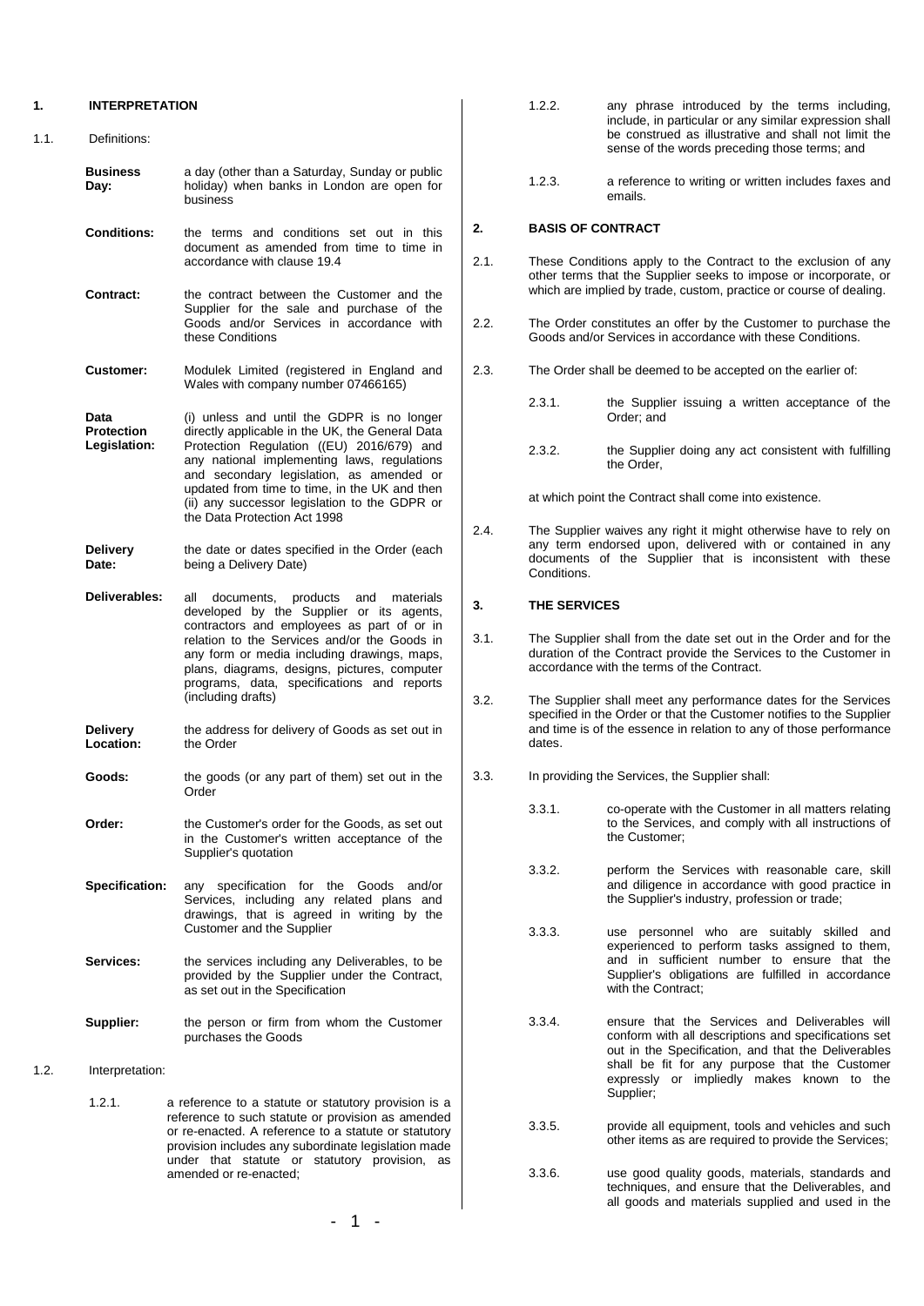## 1. INTERPRETATION

1.1. Definitions:

**Business Day:** a day (other than a Saturday, Sunday or public holiday) when banks in London are open for business

**Conditions:** the terms and conditions set out in this document as amended from time to time in accordance with clause 19.4

**Contract:** the contract between the Customer and the Supplier for the sale and purchase of the Goods and/or Services in accordance with these Conditions

**Customer:** Modulek Limited (registered in England and Wales with company number 07466165)

**Data Protection Legislation:** (i) unless and until the GDPR is no longer directly applicable in the UK, the General Data Protection Regulation ((EU) 2016/679) and any national implementing laws, regulations and secondary legislation, as amended or updated from time to time, in the UK and then (ii) any successor legislation to the GDPR or the Data Protection Act 1998

**Delivery Date:** the date or dates specified in the Order (each being a Delivery Date)

**Deliverables:** all documents, products and materials developed by the Supplier or its agents, contractors and employees as part of or in relation to the Services and/or the Goods in any form or media including drawings, maps, plans, diagrams, designs, pictures, computer programs, data, specifications and reports (including drafts)

**Delivery Location:** the address for delivery of Goods as set out in the Order

**Goods:** the goods (or any part of them) set out in the Order

**Order:** the Customer's order for the Goods, as set out in the Customer's written acceptance of the Supplier's quotation

**Specification:** any specification for the Goods and/or Services, including any related plans and drawings, that is agreed in writing by the Customer and the Supplier

**Services:** the services including any Deliverables, to be provided by the Supplier under the Contract, as set out in the Specification

**Supplier:** the person or firm from whom the Customer purchases the Goods

1.2. Interpretation:

1.2.1. a reference to a statute or statutory provision is a reference to such statute or provision as amended or re-enacted. A reference to a statute or statutory provision includes any subordinate legislation made under that statute or statutory provision, as amended or re-enacted;

1.2.2. any phrase introduced by the terms including, include, in particular or any similar expression shall be construed as illustrative and shall not limit the sense of the words preceding those terms; and

1.2.3. a reference to writing or written includes faxes and emails.

## 2. BASIS OF CONTRACT

2.1. These Conditions apply to the Contract to the exclusion of any other terms that the Supplier seeks to impose or incorporate, or which are implied by trade, custom, practice or course of dealing.

2.2. The Order constitutes an offer by the Customer to purchase the Goods and/or Services in accordance with these Conditions.

2.3. The Order shall be deemed to be accepted on the earlier of:

2.3.1. the Supplier issuing a written acceptance of the Order; and

2.3.2. the Supplier doing any act consistent with fulfilling the Order,

at which point the Contract shall come into existence.

2.4. The Supplier waives any right it might otherwise have to rely on any term endorsed upon, delivered with or contained in any documents of the Supplier that is inconsistent with these Conditions.

## 3. THE SERVICES

3.1. The Supplier shall from the date set out in the Order and for the duration of the Contract provide the Services to the Customer in accordance with the terms of the Contract.

3.2. The Supplier shall meet any performance dates for the Services specified in the Order or that the Customer notifies to the Supplier and time is of the essence in relation to any of those performance dates.

3.3. In providing the Services, the Supplier shall:

3.3.1. co-operate with the Customer in all matters relating to the Services, and comply with all instructions of the Customer;

3.3.2. perform the Services with reasonable care, skill and diligence in accordance with good practice in the Supplier's industry, profession or trade;

3.3.3. use personnel who are suitably skilled and experienced to perform tasks assigned to them, and in sufficient number to ensure that the Supplier's obligations are fulfilled in accordance with the Contract;

3.3.4. ensure that the Services and Deliverables will conform with all descriptions and specifications set out in the Specification, and that the Deliverables shall be fit for any purpose that the Customer expressly or impliedly makes known to the Supplier;

3.3.5. provide all equipment, tools and vehicles and such other items as are required to provide the Services;

3.3.6. use good quality goods, materials, standards and techniques, and ensure that the Deliverables, and all goods and materials supplied and used in the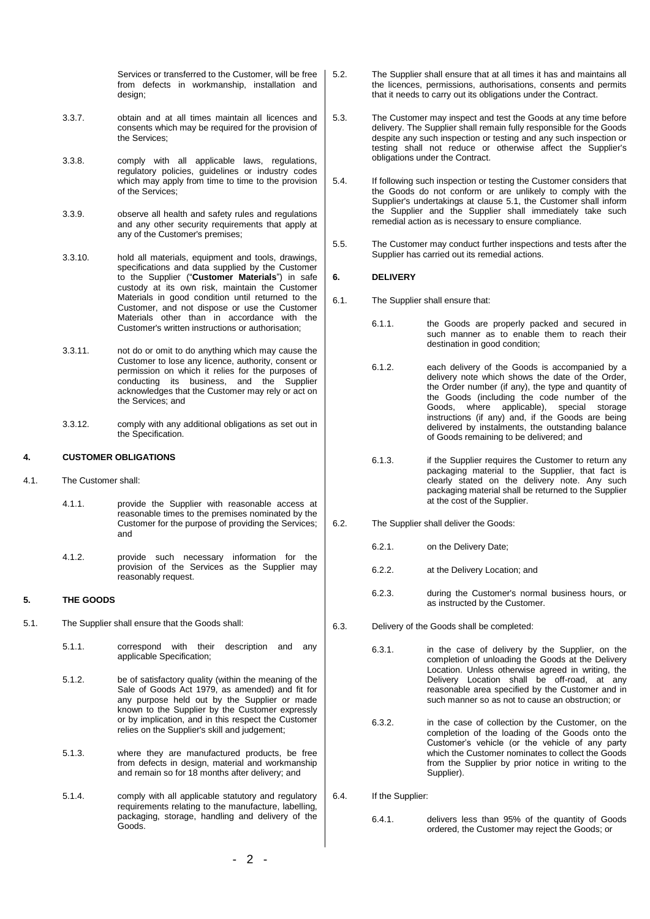Services or transferred to the Customer, will be free from defects in workmanship, installation and design;

3.3.7. obtain and at all times maintain all licences and consents which may be required for the provision of the Services;

3.3.8. comply with all applicable laws, regulations, regulatory policies, guidelines or industry codes which may apply from time to time to the provision of the Services;

3.3.9. observe all health and safety rules and regulations and any other security requirements that apply at any of the Customer's premises;

3.3.10. hold all materials, equipment and tools, drawings, specifications and data supplied by the Customer to the Supplier ("**Customer Materials**") in safe custody at its own risk, maintain the Customer Materials in good condition until returned to the Customer, and not dispose or use the Customer Materials other than in accordance with the Customer's written instructions or authorisation;

3.3.11. not do or omit to do anything which may cause the Customer to lose any licence, authority, consent or permission on which it relies for the purposes of conducting its business, and the Supplier acknowledges that the Customer may rely or act on the Services; and

3.3.12. comply with any additional obligations as set out in the Specification.

## 4. CUSTOMER OBLIGATIONS

4.1. The Customer shall:

4.1.1. provide the Supplier with reasonable access at reasonable times to the premises nominated by the Customer for the purpose of providing the Services; and

4.1.2. provide such necessary information for the provision of the Services as the Supplier may reasonably request.

## 5. THE GOODS

5.1. The Supplier shall ensure that the Goods shall:

5.1.1. correspond with their description and any applicable Specification;

5.1.2. be of satisfactory quality (within the meaning of the Sale of Goods Act 1979, as amended) and fit for any purpose held out by the Supplier or made known to the Supplier by the Customer expressly or by implication, and in this respect the Customer relies on the Supplier's skill and judgement;

5.1.3. where they are manufactured products, be free from defects in design, material and workmanship and remain so for 18 months after delivery; and

5.1.4. comply with all applicable statutory and regulatory requirements relating to the manufacture, labelling, packaging, storage, handling and delivery of the Goods.

5.2. The Supplier shall ensure that at all times it has and maintains all the licences, permissions, authorisations, consents and permits that it needs to carry out its obligations under the Contract.

5.3. The Customer may inspect and test the Goods at any time before delivery. The Supplier shall remain fully responsible for the Goods despite any such inspection or testing and any such inspection or testing shall not reduce or otherwise affect the Supplier's obligations under the Contract.

5.4. If following such inspection or testing the Customer considers that the Goods do not conform or are unlikely to comply with the Supplier's undertakings at clause 5.1, the Customer shall inform the Supplier and the Supplier shall immediately take such remedial action as is necessary to ensure compliance.

5.5. The Customer may conduct further inspections and tests after the Supplier has carried out its remedial actions.

## 6. DELIVERY

6.1. The Supplier shall ensure that:

6.1.1. the Goods are properly packed and secured in such manner as to enable them to reach their destination in good condition;

6.1.2. each delivery of the Goods is accompanied by a delivery note which shows the date of the Order, the Order number (if any), the type and quantity of the Goods (including the code number of the Goods, where applicable), special storage instructions (if any) and, if the Goods are being delivered by instalments, the outstanding balance of Goods remaining to be delivered; and

6.1.3. if the Supplier requires the Customer to return any packaging material to the Supplier, that fact is clearly stated on the delivery note. Any such packaging material shall be returned to the Supplier at the cost of the Supplier.

6.2. The Supplier shall deliver the Goods:

6.2.1. on the Delivery Date;

6.2.2. at the Delivery Location; and

6.2.3. during the Customer's normal business hours, or as instructed by the Customer.

6.3. Delivery of the Goods shall be completed:

6.3.1. in the case of delivery by the Supplier, on the completion of unloading the Goods at the Delivery Location. Unless otherwise agreed in writing, the Delivery Location shall be off-road, at any reasonable area specified by the Customer and in such manner so as not to cause an obstruction; or

6.3.2. in the case of collection by the Customer, on the completion of the loading of the Goods onto the Customer's vehicle (or the vehicle of any party which the Customer nominates to collect the Goods from the Supplier by prior notice in writing to the Supplier).

6.4. If the Supplier:

6.4.1. delivers less than 95% of the quantity of Goods ordered, the Customer may reject the Goods; or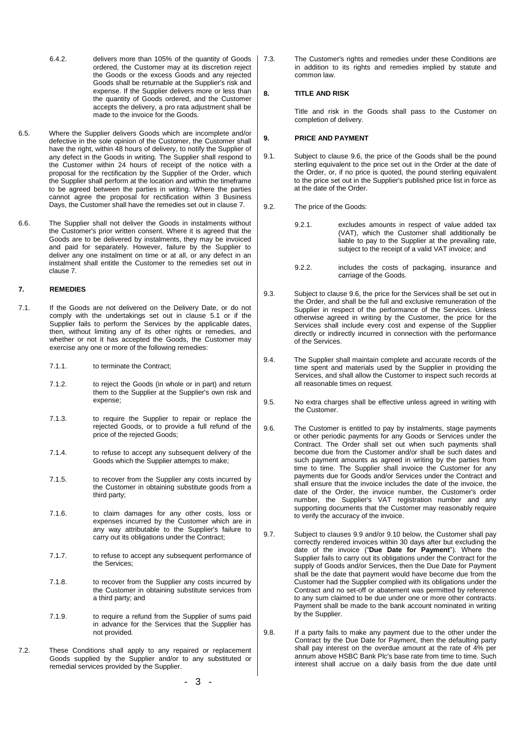6.4.2. delivers more than 105% of the quantity of Goods ordered, the Customer may at its discretion reject the Goods or the excess Goods and any rejected Goods shall be returnable at the Supplier's risk and expense. If the Supplier delivers more or less than the quantity of Goods ordered, and the Customer accepts the delivery, a pro rata adjustment shall be made to the invoice for the Goods.

6.5. Where the Supplier delivers Goods which are incomplete and/or defective in the sole opinion of the Customer, the Customer shall have the right, within 48 hours of delivery, to notify the Supplier of any defect in the Goods in writing. The Supplier shall respond to the Customer within 24 hours of receipt of the notice with a proposal for the rectification by the Supplier of the Order, which the Supplier shall perform at the location and within the timeframe to be agreed between the parties in writing. Where the parties cannot agree the proposal for rectification within 3 Business Days, the Customer shall have the remedies set out in clause 7.

6.6. The Supplier shall not deliver the Goods in instalments without the Customer's prior written consent. Where it is agreed that the Goods are to be delivered by instalments, they may be invoiced and paid for separately. However, failure by the Supplier to deliver any one instalment on time or at all, or any defect in an instalment shall entitle the Customer to the remedies set out in clause 7.

## 7. REMEDIES

7.1. If the Goods are not delivered on the Delivery Date, or do not comply with the undertakings set out in clause 5.1 or if the Supplier fails to perform the Services by the applicable dates, then, without limiting any of its other rights or remedies, and whether or not it has accepted the Goods, the Customer may exercise any one or more of the following remedies:

7.1.1. to terminate the Contract;

7.1.2. to reject the Goods (in whole or in part) and return them to the Supplier at the Supplier's own risk and expense;

7.1.3. to require the Supplier to repair or replace the rejected Goods, or to provide a full refund of the price of the rejected Goods;

7.1.4. to refuse to accept any subsequent delivery of the Goods which the Supplier attempts to make;

7.1.5. to recover from the Supplier any costs incurred by the Customer in obtaining substitute goods from a third party;

7.1.6. to claim damages for any other costs, loss or expenses incurred by the Customer which are in any way attributable to the Supplier's failure to carry out its obligations under the Contract;

7.1.7. to refuse to accept any subsequent performance of the Services;

7.1.8. to recover from the Supplier any costs incurred by the Customer in obtaining substitute services from a third party; and

7.1.9. to require a refund from the Supplier of sums paid in advance for the Services that the Supplier has not provided.

7.2. These Conditions shall apply to any repaired or replacement Goods supplied by the Supplier and/or to any substituted or remedial services provided by the Supplier.

7.3. The Customer's rights and remedies under these Conditions are in addition to its rights and remedies implied by statute and common law.

## 8. TITLE AND RISK

Title and risk in the Goods shall pass to the Customer on completion of delivery.

## 9. PRICE AND PAYMENT

9.1. Subject to clause 9.6, the price of the Goods shall be the pound sterling equivalent to the price set out in the Order at the date of the Order, or, if no price is quoted, the pound sterling equivalent to the price set out in the Supplier's published price list in force as at the date of the Order.

9.2. The price of the Goods:

9.2.1. excludes amounts in respect of value added tax (VAT), which the Customer shall additionally be liable to pay to the Supplier at the prevailing rate, subject to the receipt of a valid VAT invoice; and

9.2.2. includes the costs of packaging, insurance and carriage of the Goods.

9.3. Subject to clause 9.6, the price for the Services shall be set out in the Order, and shall be the full and exclusive remuneration of the Supplier in respect of the performance of the Services. Unless otherwise agreed in writing by the Customer, the price for the Services shall include every cost and expense of the Supplier directly or indirectly incurred in connection with the performance of the Services.

9.4. The Supplier shall maintain complete and accurate records of the time spent and materials used by the Supplier in providing the Services, and shall allow the Customer to inspect such records at all reasonable times on request.

9.5. No extra charges shall be effective unless agreed in writing with the Customer.

9.6. The Customer is entitled to pay by instalments, stage payments or other periodic payments for any Goods or Services under the Contract. The Order shall set out when such payments shall become due from the Customer and/or shall be such dates and such payment amounts as agreed in writing by the parties from time to time. The Supplier shall invoice the Customer for any payments due for Goods and/or Services under the Contract and shall ensure that the invoice includes the date of the invoice, the date of the Order, the invoice number, the Customer's order number, the Supplier's VAT registration number and any supporting documents that the Customer may reasonably require to verify the accuracy of the invoice.

9.7. Subject to clauses 9.9 and/or 9.10 below, the Customer shall pay correctly rendered invoices within 30 days after but excluding the date of the invoice ("**Due Date for Payment**"). Where the Supplier fails to carry out its obligations under the Contract for the supply of Goods and/or Services, then the Due Date for Payment shall be the date that payment would have become due from the Customer had the Supplier complied with its obligations under the Contract and no set-off or abatement was permitted by reference to any sum claimed to be due under one or more other contracts. Payment shall be made to the bank account nominated in writing by the Supplier.

9.8. If a party fails to make any payment due to the other under the Contract by the Due Date for Payment, then the defaulting party shall pay interest on the overdue amount at the rate of 4% per annum above HSBC Bank Plc's base rate from time to time. Such interest shall accrue on a daily basis from the due date until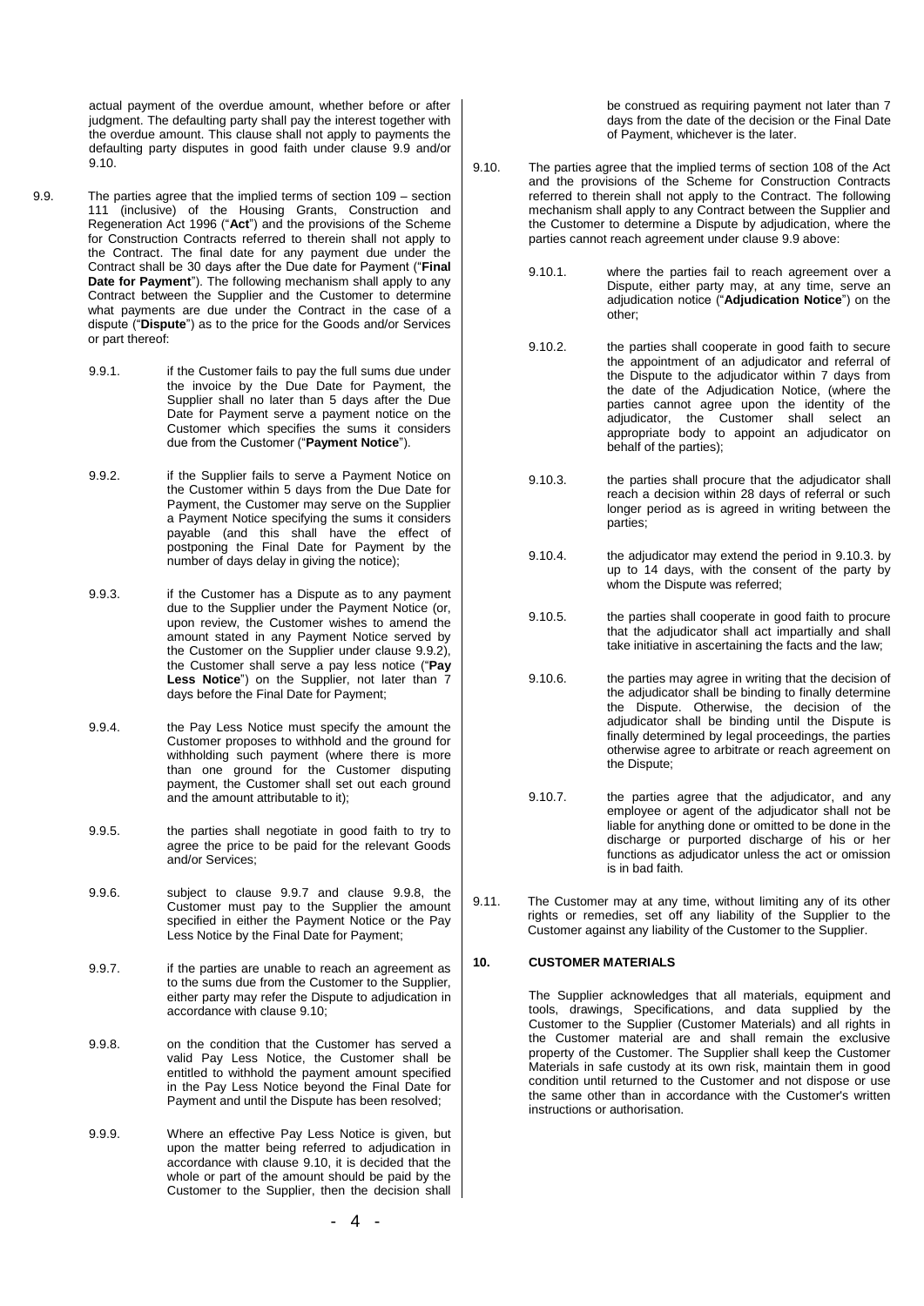actual payment of the overdue amount, whether before or after judgment. The defaulting party shall pay the interest together with the overdue amount. This clause shall not apply to payments the defaulting party disputes in good faith under clause 9.9 and/or 9.10.

9.9. The parties agree that the implied terms of section 109 – section 111 (inclusive) of the Housing Grants, Construction and Regeneration Act 1996 ("**Act**") and the provisions of the Scheme for Construction Contracts referred to therein shall not apply to the Contract. The final date for any payment due under the Contract shall be 30 days after the Due date for Payment ("**Final Date for Payment**"). The following mechanism shall apply to any Contract between the Supplier and the Customer to determine what payments are due under the Contract in the case of a dispute ("**Dispute**") as to the price for the Goods and/or Services or part thereof:

9.9.1. if the Customer fails to pay the full sums due under the invoice by the Due Date for Payment, the Supplier shall no later than 5 days after the Due Date for Payment serve a payment notice on the Customer which specifies the sums it considers due from the Customer ("**Payment Notice**").

9.9.2. if the Supplier fails to serve a Payment Notice on the Customer within 5 days from the Due Date for Payment, the Customer may serve on the Supplier a Payment Notice specifying the sums it considers payable (and this shall have the effect of postponing the Final Date for Payment by the number of days delay in giving the notice);

9.9.3. if the Customer has a Dispute as to any payment due to the Supplier under the Payment Notice (or, upon review, the Customer wishes to amend the amount stated in any Payment Notice served by the Customer on the Supplier under clause 9.9.2), the Customer shall serve a pay less notice ("**Pay Less Notice**") on the Supplier, not later than 7 days before the Final Date for Payment;

9.9.4. the Pay Less Notice must specify the amount the Customer proposes to withhold and the ground for withholding such payment (where there is more than one ground for the Customer disputing payment, the Customer shall set out each ground and the amount attributable to it);

9.9.5. the parties shall negotiate in good faith to try to agree the price to be paid for the relevant Goods and/or Services;

9.9.6. subject to clause 9.9.7 and clause 9.9.8, the Customer must pay to the Supplier the amount specified in either the Payment Notice or the Pay Less Notice by the Final Date for Payment;

9.9.7. if the parties are unable to reach an agreement as to the sums due from the Customer to the Supplier, either party may refer the Dispute to adjudication in accordance with clause 9.10;

9.9.8. on the condition that the Customer has served a valid Pay Less Notice, the Customer shall be entitled to withhold the payment amount specified in the Pay Less Notice beyond the Final Date for Payment and until the Dispute has been resolved;

9.9.9. Where an effective Pay Less Notice is given, but upon the matter being referred to adjudication in accordance with clause 9.10, it is decided that the whole or part of the amount should be paid by the Customer to the Supplier, then the decision shall be construed as requiring payment not later than 7 days from the date of the decision or the Final Date of Payment, whichever is the later.

9.10. The parties agree that the implied terms of section 108 of the Act and the provisions of the Scheme for Construction Contracts referred to therein shall not apply to the Contract. The following mechanism shall apply to any Contract between the Supplier and the Customer to determine a Dispute by adjudication, where the parties cannot reach agreement under clause 9.9 above:

9.10.1. where the parties fail to reach agreement over a Dispute, either party may, at any time, serve an adjudication notice ("**Adjudication Notice**") on the other;

9.10.2. the parties shall cooperate in good faith to secure the appointment of an adjudicator and referral of the Dispute to the adjudicator within 7 days from the date of the Adjudication Notice, (where the parties cannot agree upon the identity of the adjudicator, the Customer shall select an appropriate body to appoint an adjudicator on behalf of the parties);

9.10.3. the parties shall procure that the adjudicator shall reach a decision within 28 days of referral or such longer period as is agreed in writing between the parties;

9.10.4. the adjudicator may extend the period in 9.10.3. by up to 14 days, with the consent of the party by whom the Dispute was referred;

9.10.5. the parties shall cooperate in good faith to procure that the adjudicator shall act impartially and shall take initiative in ascertaining the facts and the law;

9.10.6. the parties may agree in writing that the decision of the adjudicator shall be binding to finally determine the Dispute. Otherwise, the decision of the adjudicator shall be binding until the Dispute is finally determined by legal proceedings, the parties otherwise agree to arbitrate or reach agreement on the Dispute;

9.10.7. the parties agree that the adjudicator, and any employee or agent of the adjudicator shall not be liable for anything done or omitted to be done in the discharge or purported discharge of his or her functions as adjudicator unless the act or omission is in bad faith.

9.11. The Customer may at any time, without limiting any of its other rights or remedies, set off any liability of the Supplier to the Customer against any liability of the Customer to the Supplier.

## 10. CUSTOMER MATERIALS

The Supplier acknowledges that all materials, equipment and tools, drawings, Specifications, and data supplied by the Customer to the Supplier (Customer Materials) and all rights in the Customer material are and shall remain the exclusive property of the Customer. The Supplier shall keep the Customer Materials in safe custody at its own risk, maintain them in good condition until returned to the Customer and not dispose or use the same other than in accordance with the Customer's written instructions or authorisation.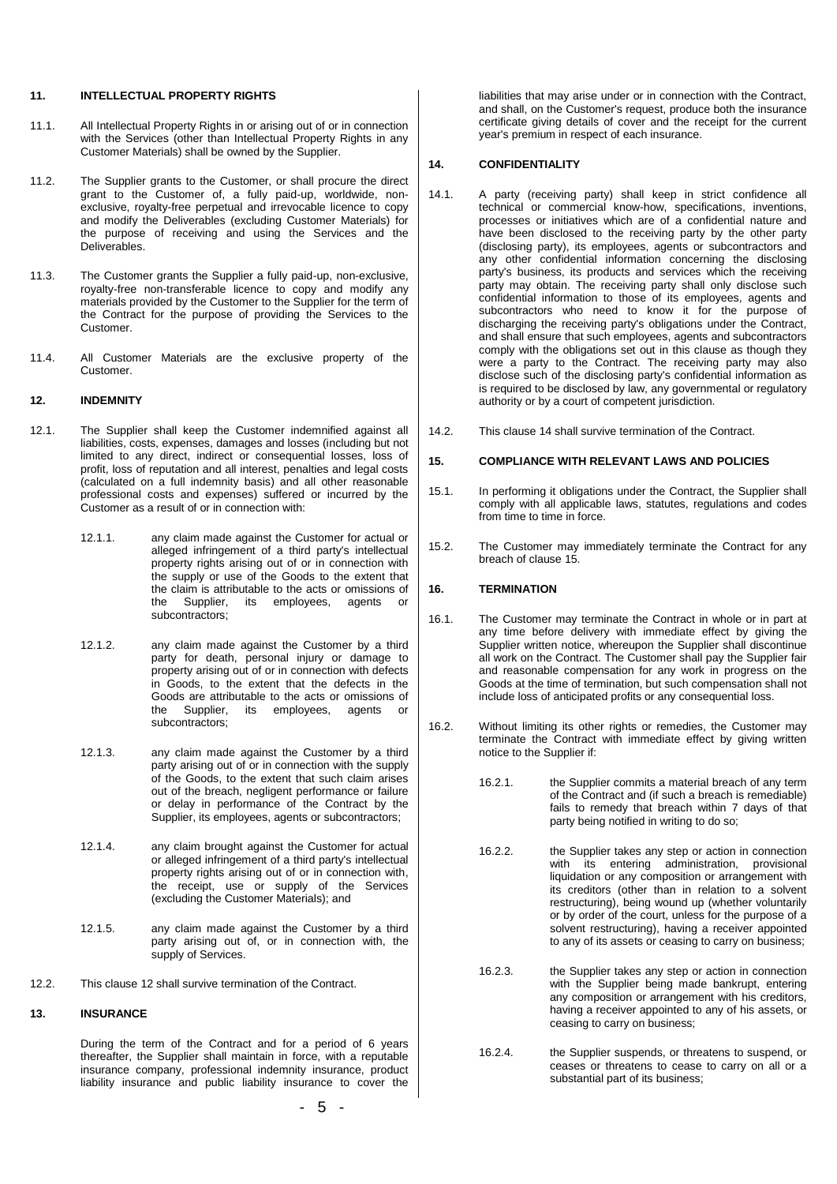## 11. INTELLECTUAL PROPERTY RIGHTS

11.1. All Intellectual Property Rights in or arising out of or in connection with the Services (other than Intellectual Property Rights in any Customer Materials) shall be owned by the Supplier.

11.2. The Supplier grants to the Customer, or shall procure the direct grant to the Customer of, a fully paid-up, worldwide, non-exclusive, royalty-free perpetual and irrevocable licence to copy and modify the Deliverables (excluding Customer Materials) for the purpose of receiving and using the Services and the Deliverables.

11.3. The Customer grants the Supplier a fully paid-up, non-exclusive, royalty-free non-transferable licence to copy and modify any materials provided by the Customer to the Supplier for the term of the Contract for the purpose of providing the Services to the Customer.

11.4. All Customer Materials are the exclusive property of the Customer.

## 12. INDEMNITY

12.1. The Supplier shall keep the Customer indemnified against all liabilities, costs, expenses, damages and losses (including but not limited to any direct, indirect or consequential losses, loss of profit, loss of reputation and all interest, penalties and legal costs (calculated on a full indemnity basis) and all other reasonable professional costs and expenses) suffered or incurred by the Customer as a result of or in connection with:

12.1.1. any claim made against the Customer for actual or alleged infringement of a third party's intellectual property rights arising out of or in connection with the supply or use of the Goods to the extent that the claim is attributable to the acts or omissions of the Supplier, its employees, agents or subcontractors;

12.1.2. any claim made against the Customer by a third party for death, personal injury or damage to property arising out of or in connection with defects in Goods, to the extent that the defects in the Goods are attributable to the acts or omissions of the Supplier, its employees, agents or subcontractors;

12.1.3. any claim made against the Customer by a third party arising out of or in connection with the supply of the Goods, to the extent that such claim arises out of the breach, negligent performance or failure or delay in performance of the Contract by the Supplier, its employees, agents or subcontractors;

12.1.4. any claim brought against the Customer for actual or alleged infringement of a third party's intellectual property rights arising out of or in connection with, the receipt, use or supply of the Services (excluding the Customer Materials); and

12.1.5. any claim made against the Customer by a third party arising out of, or in connection with, the supply of Services.

12.2. This clause 12 shall survive termination of the Contract.

## 13. INSURANCE

During the term of the Contract and for a period of 6 years thereafter, the Supplier shall maintain in force, with a reputable insurance company, professional indemnity insurance, product liability insurance and public liability insurance to cover the liabilities that may arise under or in connection with the Contract, and shall, on the Customer's request, produce both the insurance certificate giving details of cover and the receipt for the current year's premium in respect of each insurance.

## 14. CONFIDENTIALITY

14.1. A party (receiving party) shall keep in strict confidence all technical or commercial know-how, specifications, inventions, processes or initiatives which are of a confidential nature and have been disclosed to the receiving party by the other party (disclosing party), its employees, agents or subcontractors and any other confidential information concerning the disclosing party's business, its products and services which the receiving party may obtain. The receiving party shall only disclose such confidential information to those of its employees, agents and subcontractors who need to know it for the purpose of discharging the receiving party's obligations under the Contract, and shall ensure that such employees, agents and subcontractors comply with the obligations set out in this clause as though they were a party to the Contract. The receiving party may also disclose such of the disclosing party's confidential information as is required to be disclosed by law, any governmental or regulatory authority or by a court of competent jurisdiction.

14.2. This clause 14 shall survive termination of the Contract.

## 15. COMPLIANCE WITH RELEVANT LAWS AND POLICIES

15.1. In performing it obligations under the Contract, the Supplier shall comply with all applicable laws, statutes, regulations and codes from time to time in force.

15.2. The Customer may immediately terminate the Contract for any breach of clause 15.

## 16. TERMINATION

16.1. The Customer may terminate the Contract in whole or in part at any time before delivery with immediate effect by giving the Supplier written notice, whereupon the Supplier shall discontinue all work on the Contract. The Customer shall pay the Supplier fair and reasonable compensation for any work in progress on the Goods at the time of termination, but such compensation shall not include loss of anticipated profits or any consequential loss.

16.2. Without limiting its other rights or remedies, the Customer may terminate the Contract with immediate effect by giving written notice to the Supplier if:

16.2.1. the Supplier commits a material breach of any term of the Contract and (if such a breach is remediable) fails to remedy that breach within 7 days of that party being notified in writing to do so;

16.2.2. the Supplier takes any step or action in connection with its entering administration, provisional liquidation or any composition or arrangement with its creditors (other than in relation to a solvent restructuring), being wound up (whether voluntarily or by order of the court, unless for the purpose of a solvent restructuring), having a receiver appointed to any of its assets or ceasing to carry on business;

16.2.3. the Supplier takes any step or action in connection with the Supplier being made bankrupt, entering any composition or arrangement with his creditors, having a receiver appointed to any of his assets, or ceasing to carry on business;

16.2.4. the Supplier suspends, or threatens to suspend, or ceases or threatens to cease to carry on all or a substantial part of its business;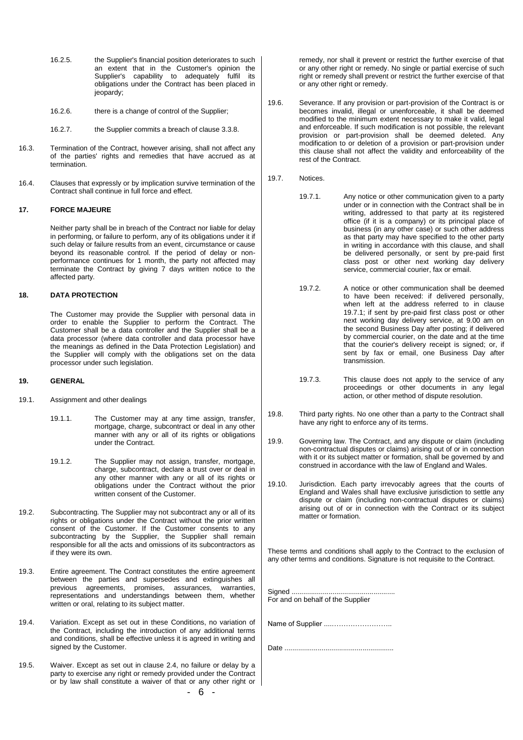16.2.5. the Supplier's financial position deteriorates to such an extent that in the Customer's opinion the Supplier's capability to adequately fulfil its obligations under the Contract has been placed in jeopardy;

16.2.6. there is a change of control of the Supplier;

16.2.7. the Supplier commits a breach of clause 3.3.8.

16.3. Termination of the Contract, however arising, shall not affect any of the parties' rights and remedies that have accrued as at termination.

16.4. Clauses that expressly or by implication survive termination of the Contract shall continue in full force and effect.

### 17. FORCE MAJEURE

Neither party shall be in breach of the Contract nor liable for delay in performing, or failure to perform, any of its obligations under it if such delay or failure results from an event, circumstance or cause beyond its reasonable control. If the period of delay or non-performance continues for 1 month, the party not affected may terminate the Contract by giving 7 days written notice to the affected party.

### 18. DATA PROTECTION

The Customer may provide the Supplier with personal data in order to enable the Supplier to perform the Contract. The Customer shall be a data controller and the Supplier shall be a data processor (where data controller and data processor have the meanings as defined in the Data Protection Legislation) and the Supplier will comply with the obligations set on the data processor under such legislation.

### 19. GENERAL

19.1. Assignment and other dealings

19.1.1. The Customer may at any time assign, transfer, mortgage, charge, subcontract or deal in any other manner with any or all of its rights or obligations under the Contract.

19.1.2. The Supplier may not assign, transfer, mortgage, charge, subcontract, declare a trust over or deal in any other manner with any or all of its rights or obligations under the Contract without the prior written consent of the Customer.

19.2. Subcontracting. The Supplier may not subcontract any or all of its rights or obligations under the Contract without the prior written consent of the Customer. If the Customer consents to any subcontracting by the Supplier, the Supplier shall remain responsible for all the acts and omissions of its subcontractors as if they were its own.

19.3. Entire agreement. The Contract constitutes the entire agreement between the parties and supersedes and extinguishes all previous agreements, promises, assurances, warranties, representations and understandings between them, whether written or oral, relating to its subject matter.

19.4. Variation. Except as set out in these Conditions, no variation of the Contract, including the introduction of any additional terms and conditions, shall be effective unless it is agreed in writing and signed by the Customer.

19.5. Waiver. Except as set out in clause 2.4, no failure or delay by a party to exercise any right or remedy provided under the Contract or by law shall constitute a waiver of that or any other right or remedy, nor shall it prevent or restrict the further exercise of that or any other right or remedy. No single or partial exercise of such right or remedy shall prevent or restrict the further exercise of that or any other right or remedy.

19.6. Severance. If any provision or part-provision of the Contract is or becomes invalid, illegal or unenforceable, it shall be deemed modified to the minimum extent necessary to make it valid, legal and enforceable. If such modification is not possible, the relevant provision or part-provision shall be deemed deleted. Any modification to or deletion of a provision or part-provision under this clause shall not affect the validity and enforceability of the rest of the Contract.

19.7. Notices.

19.7.1. Any notice or other communication given to a party under or in connection with the Contract shall be in writing, addressed to that party at its registered office (if it is a company) or its principal place of business (in any other case) or such other address as that party may have specified to the other party in writing in accordance with this clause, and shall be delivered personally, or sent by pre-paid first class post or other next working day delivery service, commercial courier, fax or email.

19.7.2. A notice or other communication shall be deemed to have been received: if delivered personally, when left at the address referred to in clause 19.7.1; if sent by pre-paid first class post or other next working day delivery service, at 9.00 am on the second Business Day after posting; if delivered by commercial courier, on the date and at the time that the courier's delivery receipt is signed; or, if sent by fax or email, one Business Day after transmission.

19.7.3. This clause does not apply to the service of any proceedings or other documents in any legal action, or other method of dispute resolution.

19.8. Third party rights. No one other than a party to the Contract shall have any right to enforce any of its terms.

19.9. Governing law. The Contract, and any dispute or claim (including non-contractual disputes or claims) arising out of or in connection with it or its subject matter or formation, shall be governed by and construed in accordance with the law of England and Wales.

19.10. Jurisdiction. Each party irrevocably agrees that the courts of England and Wales shall have exclusive jurisdiction to settle any dispute or claim (including non-contractual disputes or claims) arising out of or in connection with the Contract or its subject matter or formation.

These terms and conditions shall apply to the Contract to the exclusion of any other terms and conditions. Signature is not requisite to the Contract.

Signed .....................................................
For and on behalf of the Supplier

Name of Supplier .....……………………..

Date ........................................................